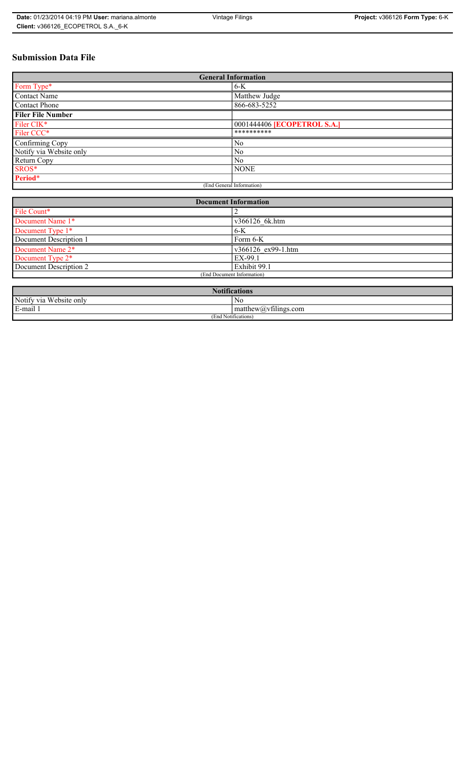**Date:** 01/23/2014 04:19 PM **User:** mariana.almonte | Vintage Filings | **Project:** v366126 **Form Type:** 6-K
**Client:** v366126_ECOPETROL S.A._6-K

# Submission Data File

| General Information | |
|---|---|
| Form Type* | 6-K |
| Contact Name | Matthew Judge |
| Contact Phone | 866-683-5252 |
| **Filer File Number** | |
| Filer CIK* | 0001444406 **[ECOPETROL S.A.]** |
| Filer CCC* | ********** |
| Confirming Copy | No |
| Notify via Website only | No |
| Return Copy | No |
| SROS* | NONE |
| **Period*** | |
| (End General Information) | |

| Document Information | |
|---|---|
| File Count* | 2 |
| Document Name 1* | v366126_6k.htm |
| Document Type 1* | 6-K |
| Document Description 1 | Form 6-K |
| Document Name 2* | v366126_ex99-1.htm |
| Document Type 2* | EX-99.1 |
| Document Description 2 | Exhibit 99.1 |
| (End Document Information) | |

| Notifications | |
|---|---|
| Notify via Website only | No |
| E-mail 1 | matthew@vfilings.com |
| (End Notifications) | |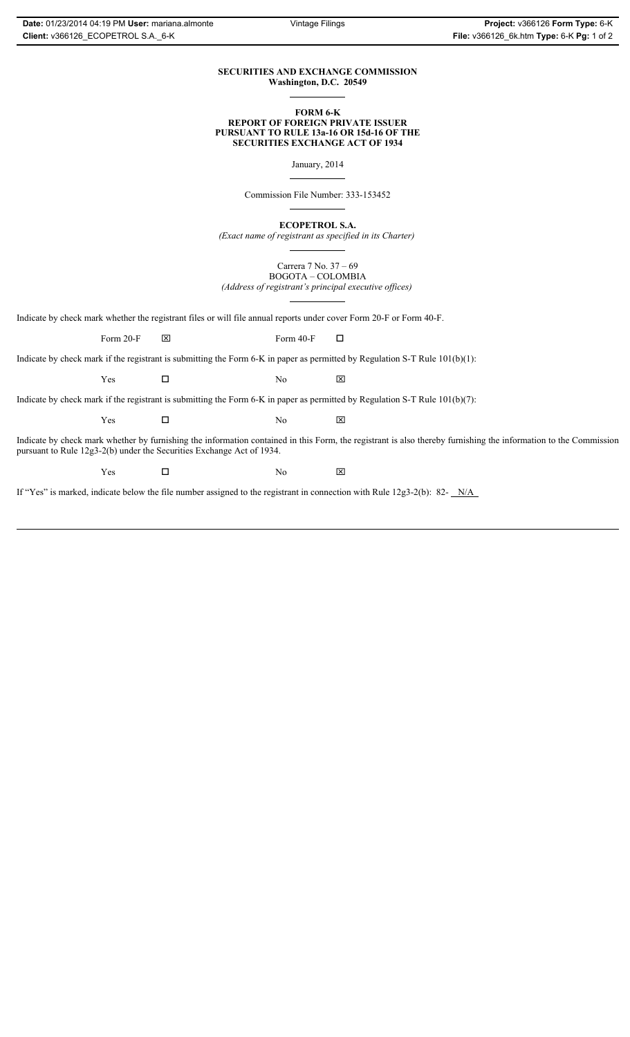**SECURITIES AND EXCHANGE COMMISSION**
**Washington, D.C. 20549**

**FORM 6-K**
**REPORT OF FOREIGN PRIVATE ISSUER**
**PURSUANT TO RULE 13a-16 OR 15d-16 OF THE**
**SECURITIES EXCHANGE ACT OF 1934**

January, 2014

Commission File Number: 333-153452

**ECOPETROL S.A.**
*(Exact name of registrant as specified in its Charter)*

Carrera 7 No. 37 – 69
BOGOTA – COLOMBIA
*(Address of registrant's principal executive offices)*

Indicate by check mark whether the registrant files or will file annual reports under cover Form 20-F or Form 40-F.

Form 20-F ☒ Form 40-F ☐

Indicate by check mark if the registrant is submitting the Form 6-K in paper as permitted by Regulation S-T Rule 101(b)(1):

Yes ☐ No ☒

Indicate by check mark if the registrant is submitting the Form 6-K in paper as permitted by Regulation S-T Rule 101(b)(7):

Yes ☐ No ☒

Indicate by check mark whether by furnishing the information contained in this Form, the registrant is also thereby furnishing the information to the Commission pursuant to Rule 12g3-2(b) under the Securities Exchange Act of 1934.

Yes ☐ No ☒

If "Yes" is marked, indicate below the file number assigned to the registrant in connection with Rule 12g3-2(b): 82- N/A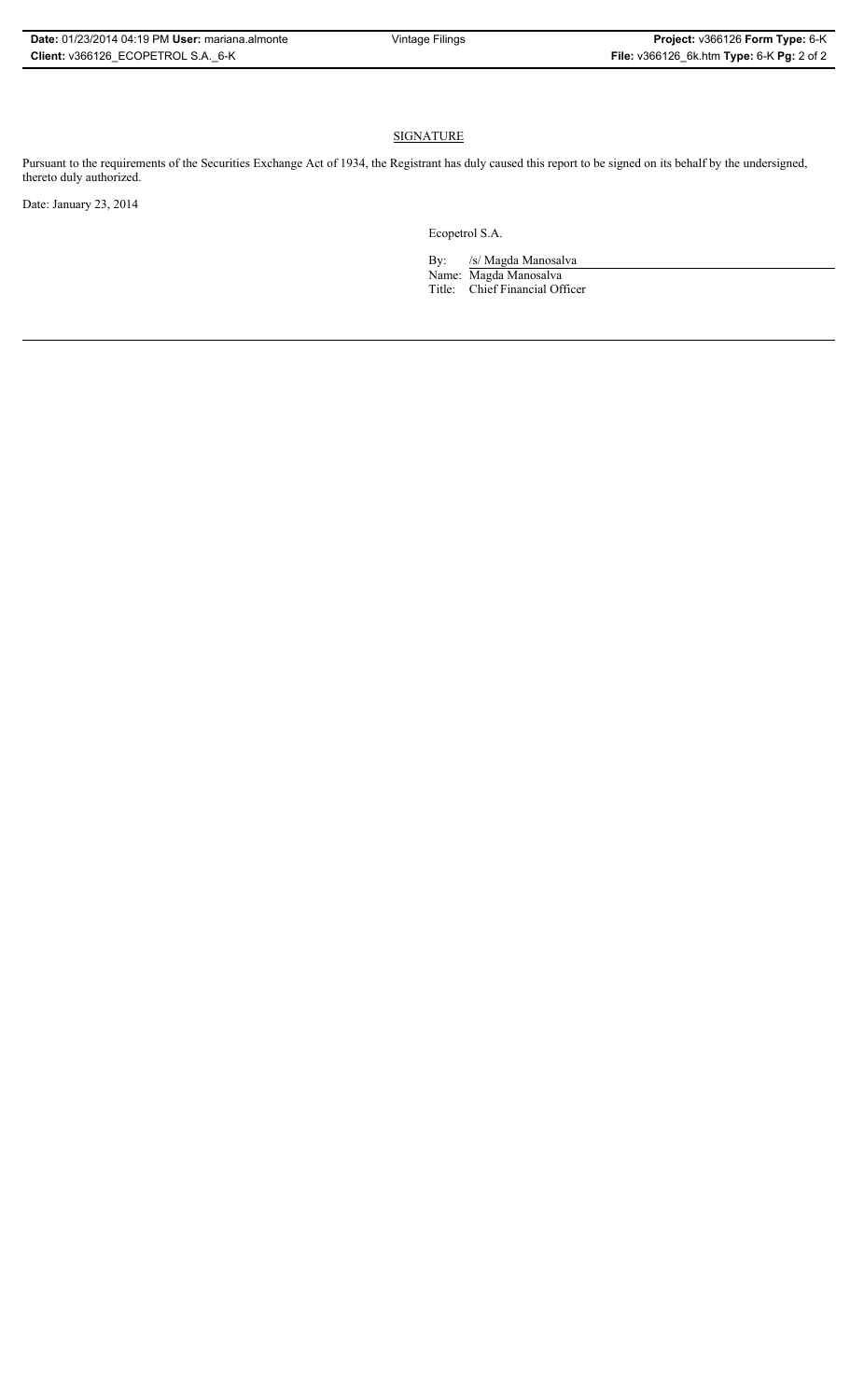## SIGNATURE

Pursuant to the requirements of the Securities Exchange Act of 1934, the Registrant has duly caused this report to be signed on its behalf by the undersigned, thereto duly authorized.

Date: January 23, 2014

Ecopetrol S.A.

By: /s/ Magda Manosalva

Name: Magda Manosalva

Title: Chief Financial Officer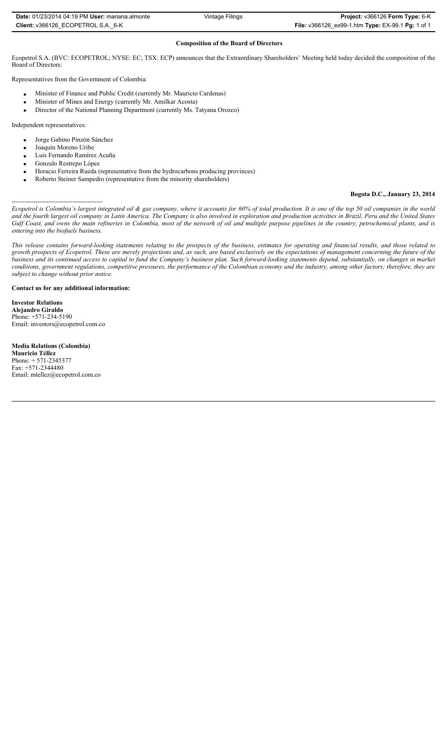**Composition of the Board of Directors**

Ecopetrol S.A. (BVC: ECOPETROL; NYSE: EC; TSX: ECP) announces that the Extraordinary Shareholders' Meeting held today decided the composition of the Board of Directors:

Representatives from the Government of Colombia:

- Minister of Finance and Public Credit (currently Mr. Mauricio Cardenas)
- Minister of Mines and Energy (currently Mr. Amilkar Acosta)
- Director of the National Planning Department (currently Ms. Tatyana Orozco)

Independent representatives:

- Jorge Gabino Pinzón Sánchez
- Joaquín Moreno Uribe
- Luis Fernando Ramírez Acuña
- Gonzalo Restrepo López
- Horacio Ferreira Rueda (representative from the hydrocarbons producing provinces)
- Roberto Steiner Sampedro (representative from the minority shareholders)

**Bogota D.C., January 23, 2014**

------------------------------------------

*Ecopetrol is Colombia's largest integrated oil & gas company, where it accounts for 60% of total production. It is one of the top 50 oil companies in the world and the fourth largest oil company in Latin America. The Company is also involved in exploration and production activities in Brazil, Peru and the United States Gulf Coast, and owns the main refineries in Colombia, most of the network of oil and multiple purpose pipelines in the country, petrochemical plants, and is entering into the biofuels business.*

*This release contains forward-looking statements relating to the prospects of the business, estimates for operating and financial results, and those related to growth prospects of Ecopetrol. These are merely projections and, as such, are based exclusively on the expectations of management concerning the future of the business and its continued access to capital to fund the Company's business plan. Such forward-looking statements depend, substantially, on changes in market conditions, government regulations, competitive pressures, the performance of the Colombian economy and the industry, among other factors; therefore, they are subject to change without prior notice.*

**Contact us for any additional information:**

**Investor Relations**
**Alejandro Giraldo**
Phone: +571-234-5190
Email: investors@ecopetrol.com.co

**Media Relations (Colombia)**
**Mauricio Téllez**
Phone: + 571-2345377
Fax: +571-2344480
Email: mtellez@ecopetrol.com.co